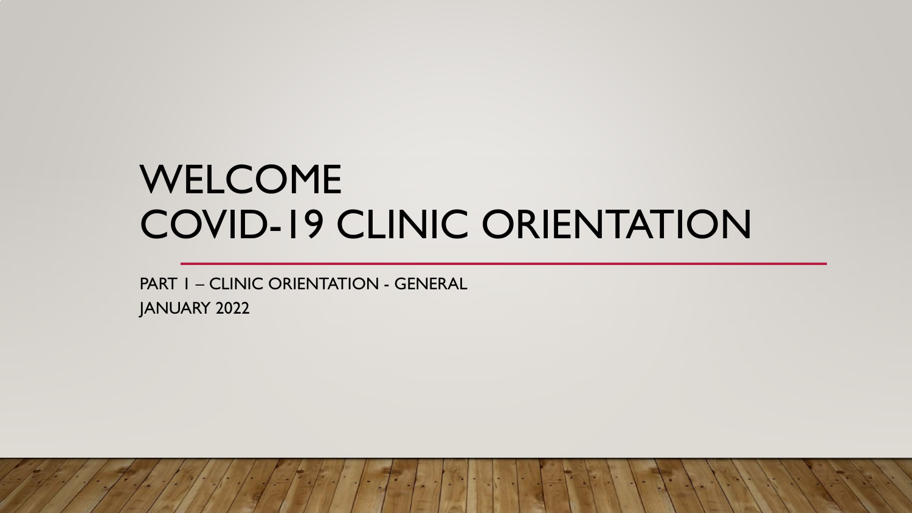# WELCOME
# COVID-19 CLINIC ORIENTATION

PART 1 – CLINIC ORIENTATION - GENERAL

JANUARY 2022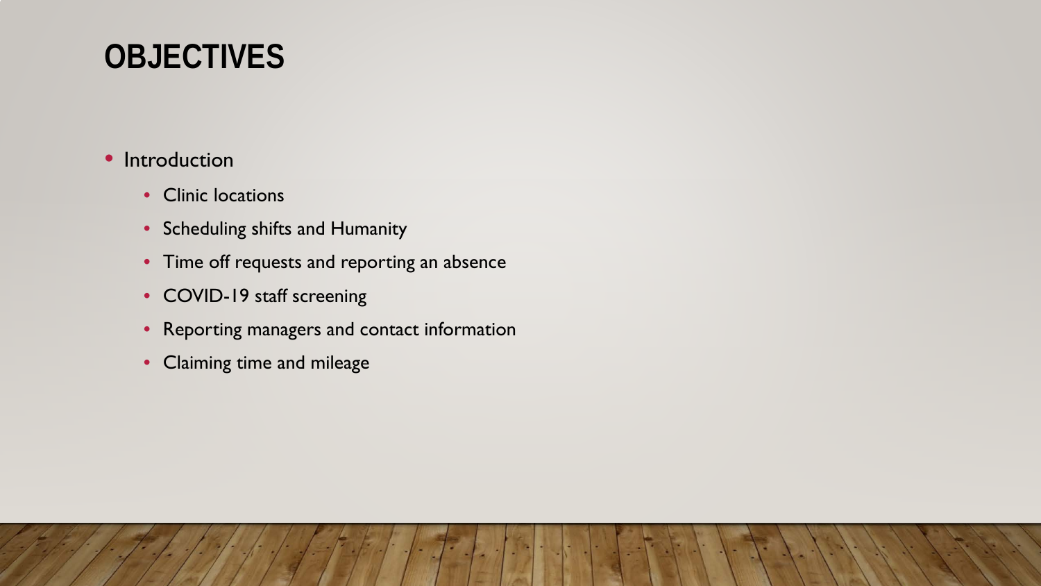# OBJECTIVES

- Introduction
  - Clinic locations
  - Scheduling shifts and Humanity
  - Time off requests and reporting an absence
  - COVID-19 staff screening
  - Reporting managers and contact information
  - Claiming time and mileage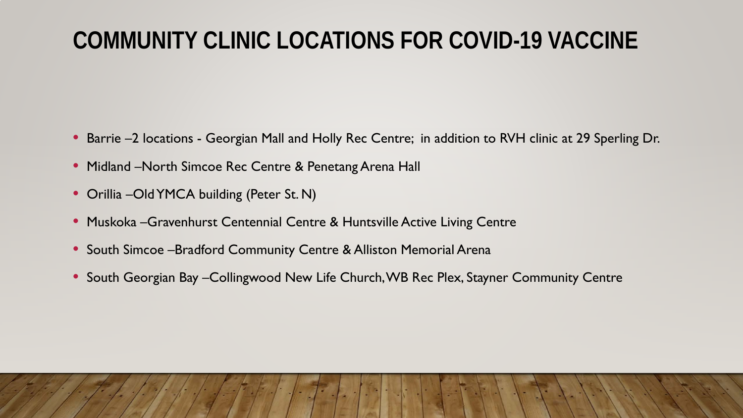# COMMUNITY CLINIC LOCATIONS FOR COVID-19 VACCINE

- Barrie –2 locations - Georgian Mall and Holly Rec Centre; in addition to RVH clinic at 29 Sperling Dr.
- Midland –North Simcoe Rec Centre & Penetang Arena Hall
- Orillia –Old YMCA building (Peter St. N)
- Muskoka –Gravenhurst Centennial Centre & Huntsville Active Living Centre
- South Simcoe –Bradford Community Centre & Alliston Memorial Arena
- South Georgian Bay –Collingwood New Life Church, WB Rec Plex, Stayner Community Centre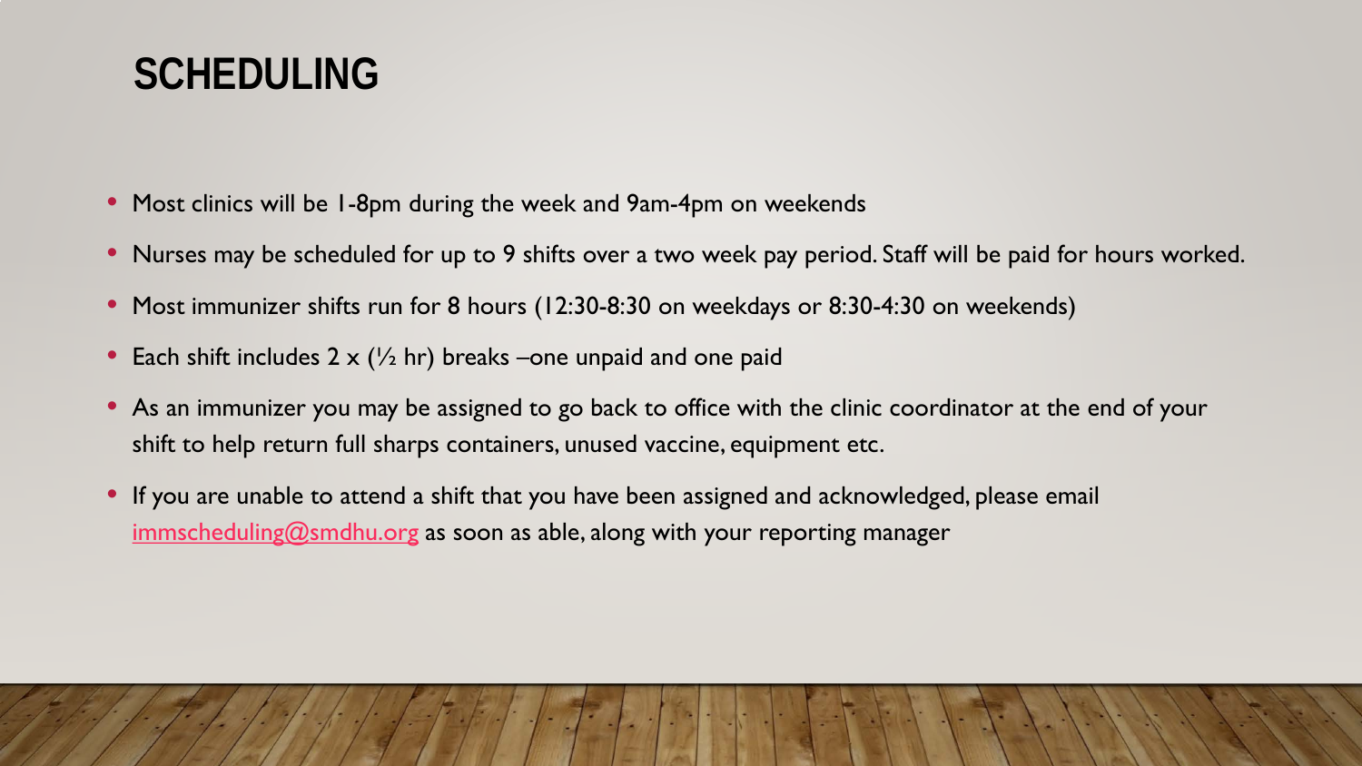# SCHEDULING

- Most clinics will be 1-8pm during the week and 9am-4pm on weekends
- Nurses may be scheduled for up to 9 shifts over a two week pay period. Staff will be paid for hours worked.
- Most immunizer shifts run for 8 hours (12:30-8:30 on weekdays or 8:30-4:30 on weekends)
- Each shift includes 2 x (½ hr) breaks –one unpaid and one paid
- As an immunizer you may be assigned to go back to office with the clinic coordinator at the end of your shift to help return full sharps containers, unused vaccine, equipment etc.
- If you are unable to attend a shift that you have been assigned and acknowledged, please email immscheduling@smdhu.org as soon as able, along with your reporting manager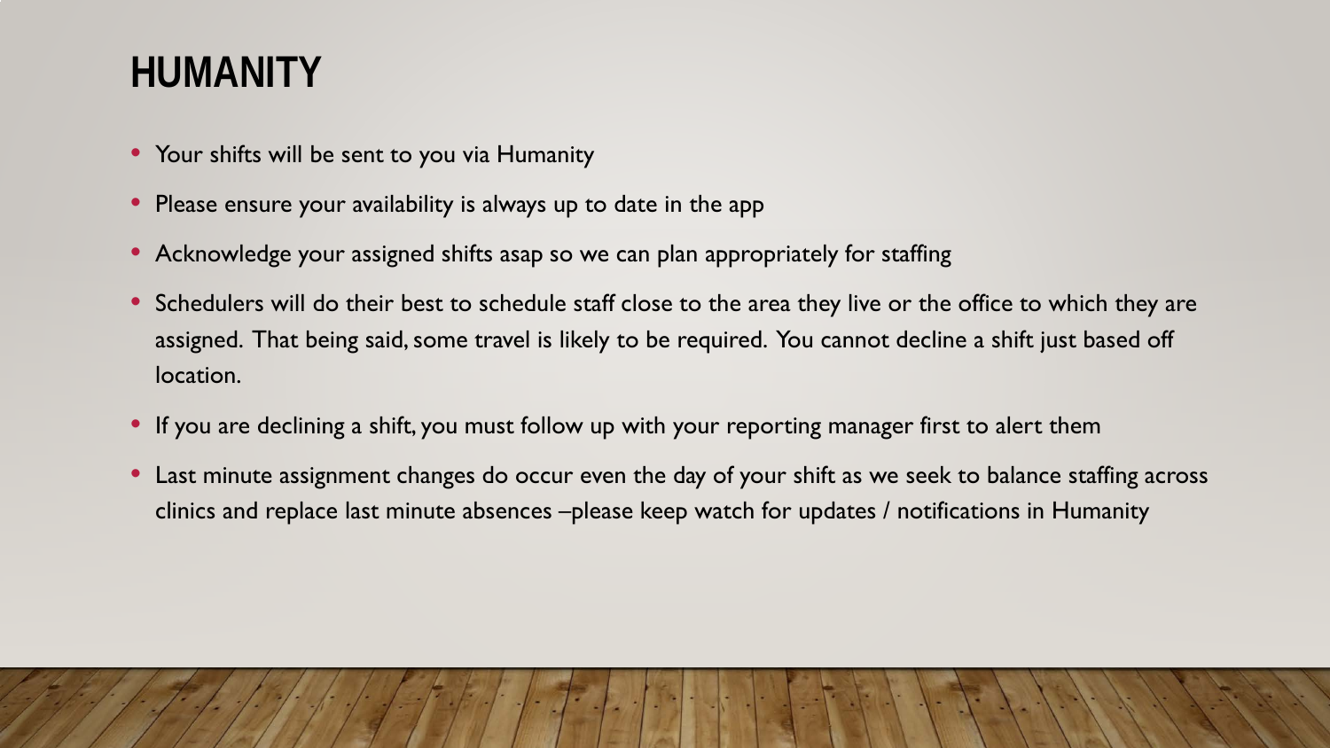# HUMANITY

- Your shifts will be sent to you via Humanity
- Please ensure your availability is always up to date in the app
- Acknowledge your assigned shifts asap so we can plan appropriately for staffing
- Schedulers will do their best to schedule staff close to the area they live or the office to which they are assigned. That being said, some travel is likely to be required. You cannot decline a shift just based off location.
- If you are declining a shift, you must follow up with your reporting manager first to alert them
- Last minute assignment changes do occur even the day of your shift as we seek to balance staffing across clinics and replace last minute absences –please keep watch for updates / notifications in Humanity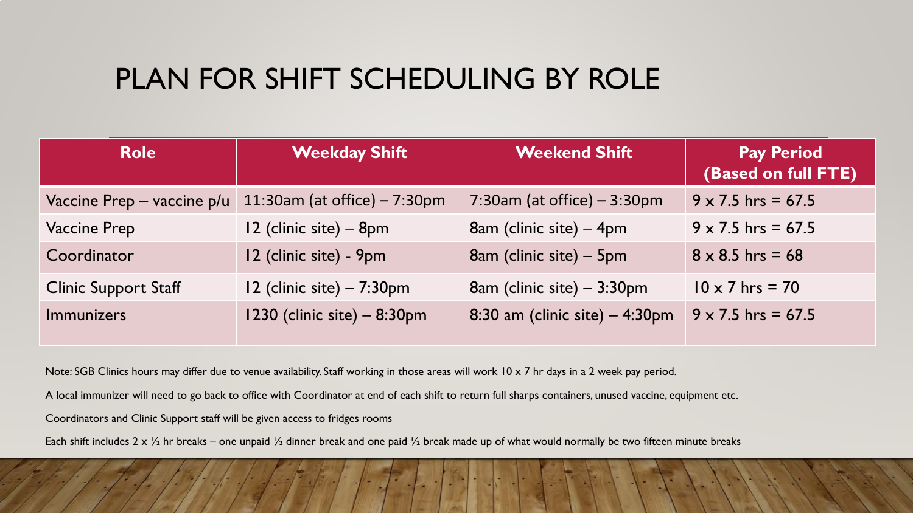# PLAN FOR SHIFT SCHEDULING BY ROLE

| Role | Weekday Shift | Weekend Shift | Pay Period (Based on full FTE) |
|---|---|---|---|
| Vaccine Prep – vaccine p/u | 11:30am (at office) – 7:30pm | 7:30am (at office) – 3:30pm | 9 x 7.5 hrs = 67.5 |
| Vaccine Prep | 12 (clinic site) – 8pm | 8am (clinic site) – 4pm | 9 x 7.5 hrs = 67.5 |
| Coordinator | 12 (clinic site) - 9pm | 8am (clinic site) – 5pm | 8 x 8.5 hrs = 68 |
| Clinic Support Staff | 12 (clinic site) – 7:30pm | 8am (clinic site) – 3:30pm | 10 x 7 hrs = 70 |
| Immunizers | 1230 (clinic site) – 8:30pm | 8:30 am (clinic site) – 4:30pm | 9 x 7.5 hrs = 67.5 |

Note: SGB Clinics hours may differ due to venue availability. Staff working in those areas will work 10 x 7 hr days in a 2 week pay period.

A local immunizer will need to go back to office with Coordinator at end of each shift to return full sharps containers, unused vaccine, equipment etc.

Coordinators and Clinic Support staff will be given access to fridges rooms

Each shift includes 2 x ½ hr breaks – one unpaid ½ dinner break and one paid ½ break made up of what would normally be two fifteen minute breaks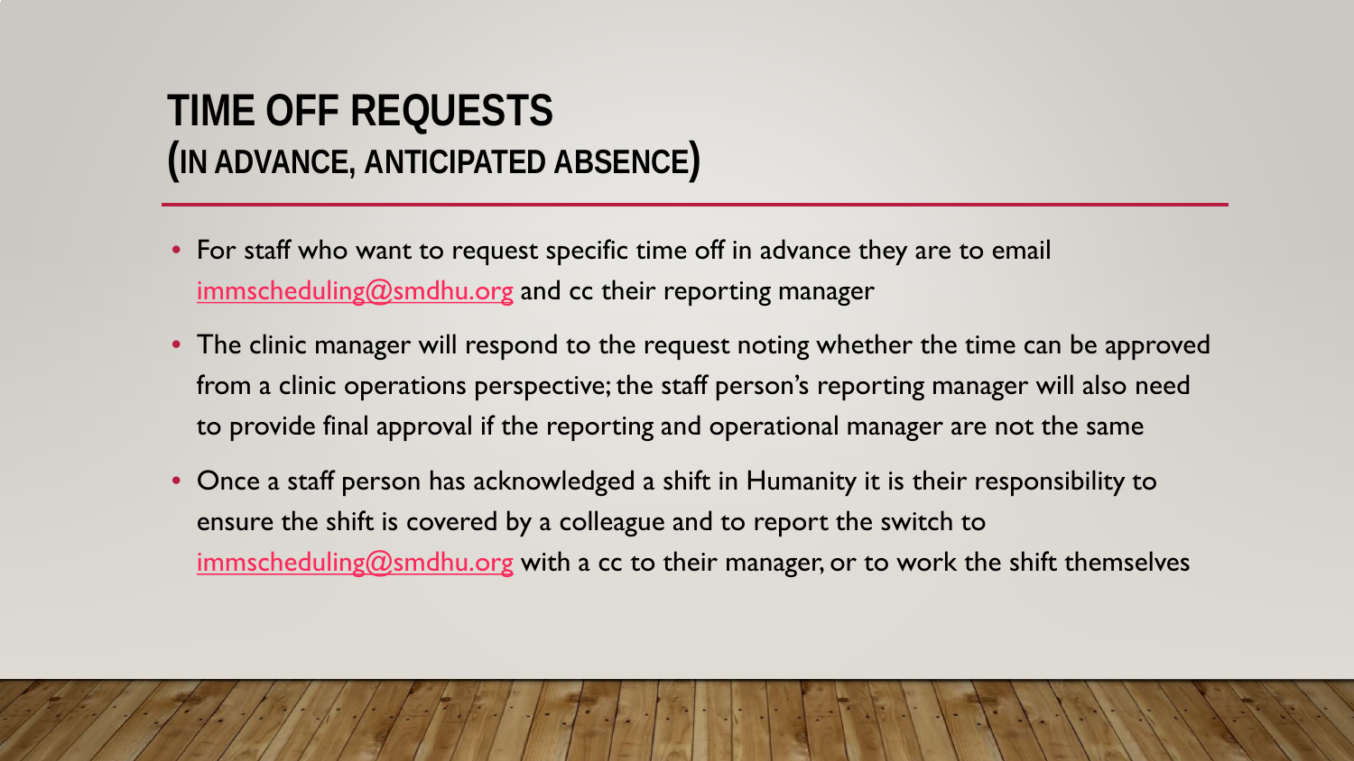# TIME OFF REQUESTS (IN ADVANCE, ANTICIPATED ABSENCE)

- For staff who want to request specific time off in advance they are to email immscheduling@smdhu.org and cc their reporting manager
- The clinic manager will respond to the request noting whether the time can be approved from a clinic operations perspective; the staff person's reporting manager will also need to provide final approval if the reporting and operational manager are not the same
- Once a staff person has acknowledged a shift in Humanity it is their responsibility to ensure the shift is covered by a colleague and to report the switch to immscheduling@smdhu.org with a cc to their manager, or to work the shift themselves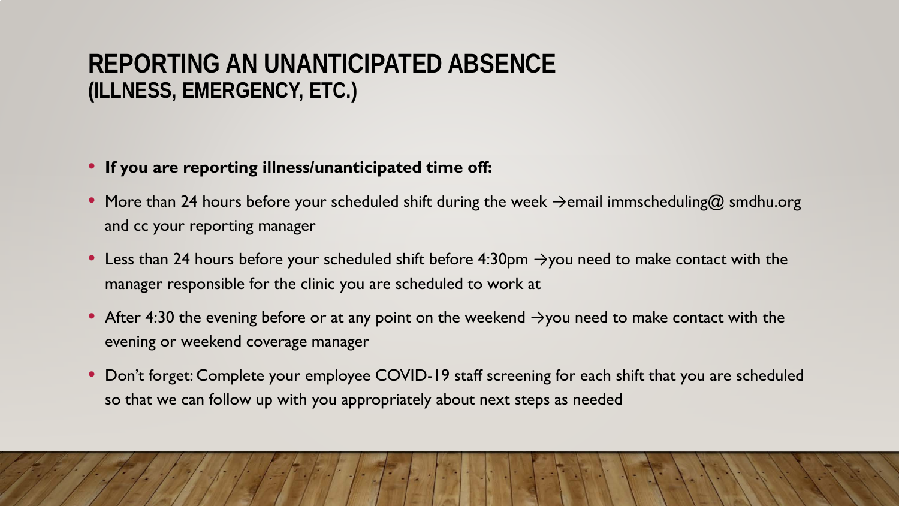# REPORTING AN UNANTICIPATED ABSENCE
## (ILLNESS, EMERGENCY, ETC.)

- **If you are reporting illness/unanticipated time off:**
- More than 24 hours before your scheduled shift during the week →email immscheduling@ smdhu.org and cc your reporting manager
- Less than 24 hours before your scheduled shift before 4:30pm →you need to make contact with the manager responsible for the clinic you are scheduled to work at
- After 4:30 the evening before or at any point on the weekend →you need to make contact with the evening or weekend coverage manager
- Don't forget: Complete your employee COVID-19 staff screening for each shift that you are scheduled so that we can follow up with you appropriately about next steps as needed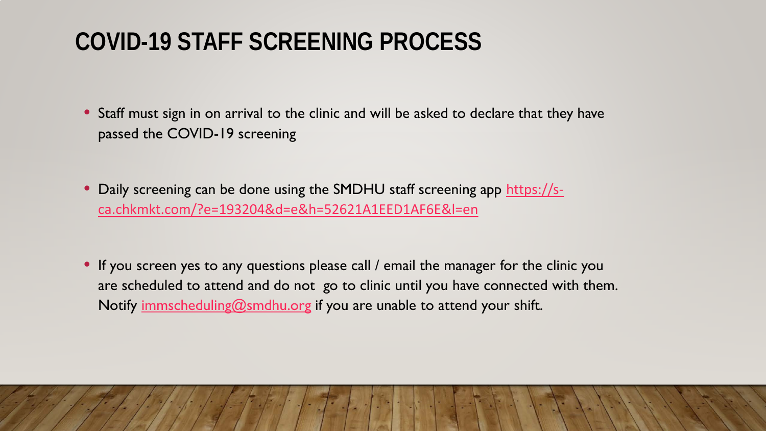# COVID-19 STAFF SCREENING PROCESS

- Staff must sign in on arrival to the clinic and will be asked to declare that they have passed the COVID-19 screening

- Daily screening can be done using the SMDHU staff screening app https://s-ca.chkmkt.com/?e=193204&d=e&h=52621A1EED1AF6E&l=en

- If you screen yes to any questions please call / email the manager for the clinic you are scheduled to attend and do not go to clinic until you have connected with them. Notify immscheduling@smdhu.org if you are unable to attend your shift.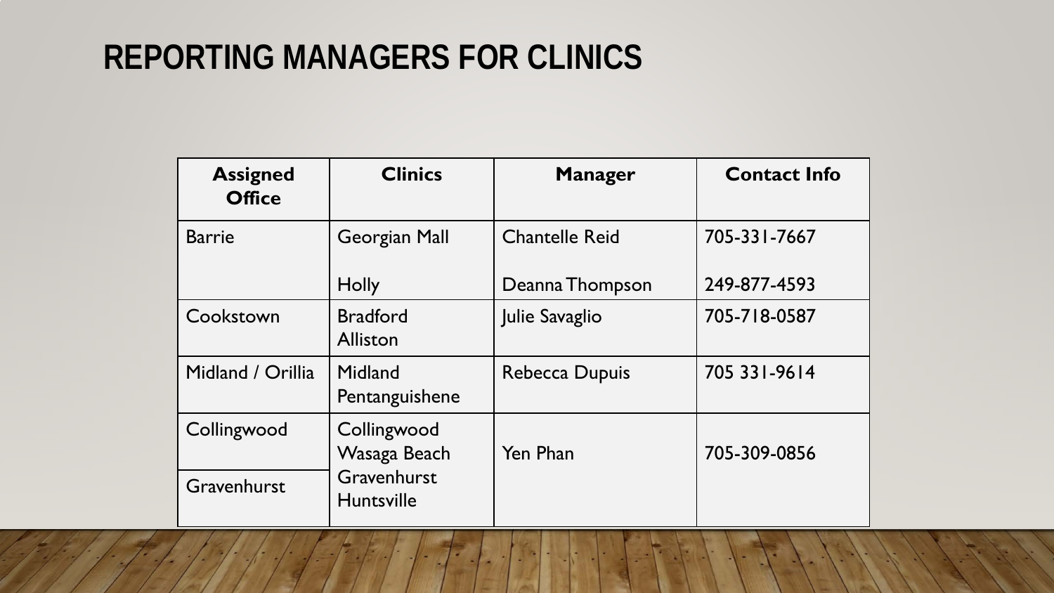# REPORTING MANAGERS FOR CLINICS

| Assigned Office | Clinics | Manager | Contact Info |
|---|---|---|---|
| Barrie | Georgian Mall | Chantelle Reid | 705-331-7667 |
| | Holly | Deanna Thompson | 249-877-4593 |
| Cookstown | Bradford Alliston | Julie Savaglio | 705-718-0587 |
| Midland / Orillia | Midland Pentanguishene | Rebecca Dupuis | 705 331-9614 |
| Collingwood | Collingwood Wasaga Beach | Yen Phan | 705-309-0856 |
| Gravenhurst | Gravenhurst Huntsville | | |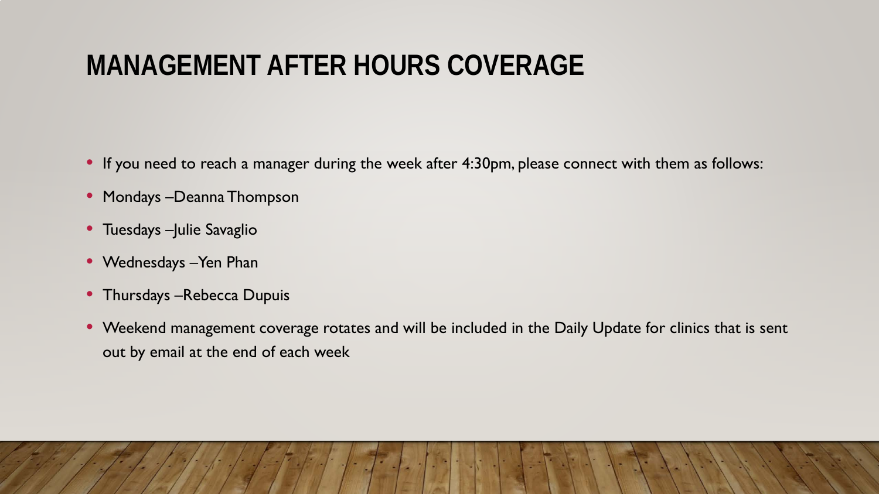# MANAGEMENT AFTER HOURS COVERAGE

- If you need to reach a manager during the week after 4:30pm, please connect with them as follows:
- Mondays –Deanna Thompson
- Tuesdays –Julie Savaglio
- Wednesdays –Yen Phan
- Thursdays –Rebecca Dupuis
- Weekend management coverage rotates and will be included in the Daily Update for clinics that is sent out by email at the end of each week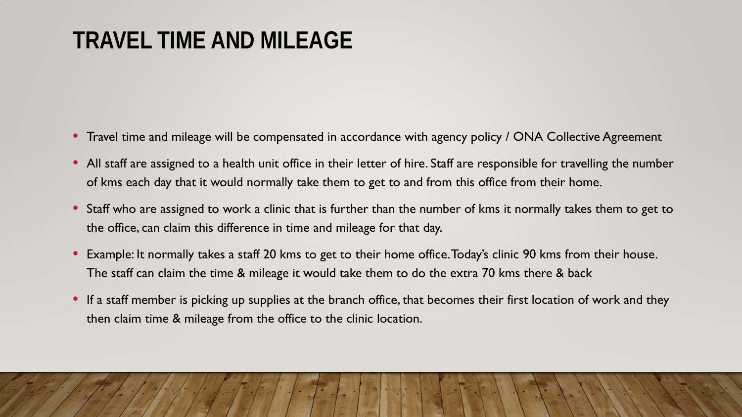# TRAVEL TIME AND MILEAGE

- Travel time and mileage will be compensated in accordance with agency policy / ONA Collective Agreement
- All staff are assigned to a health unit office in their letter of hire. Staff are responsible for travelling the number of kms each day that it would normally take them to get to and from this office from their home.
- Staff who are assigned to work a clinic that is further than the number of kms it normally takes them to get to the office, can claim this difference in time and mileage for that day.
- Example: It normally takes a staff 20 kms to get to their home office. Today's clinic 90 kms from their house. The staff can claim the time & mileage it would take them to do the extra 70 kms there & back
- If a staff member is picking up supplies at the branch office, that becomes their first location of work and they then claim time & mileage from the office to the clinic location.